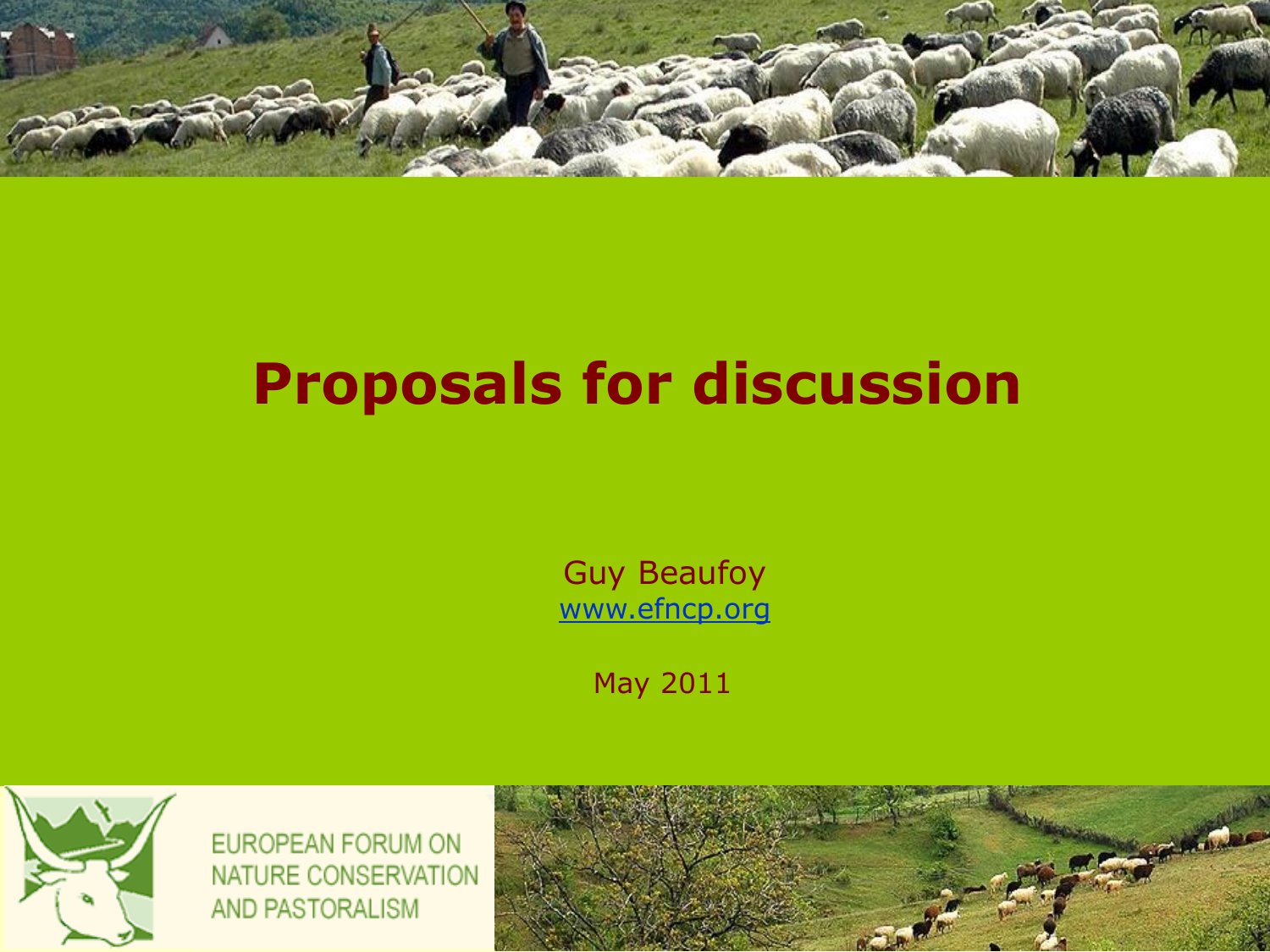# Proposals for discussion

Guy Beaufoy
www.efncp.org

May 2011

EUROPEAN FORUM ON NATURE CONSERVATION AND PASTORALISM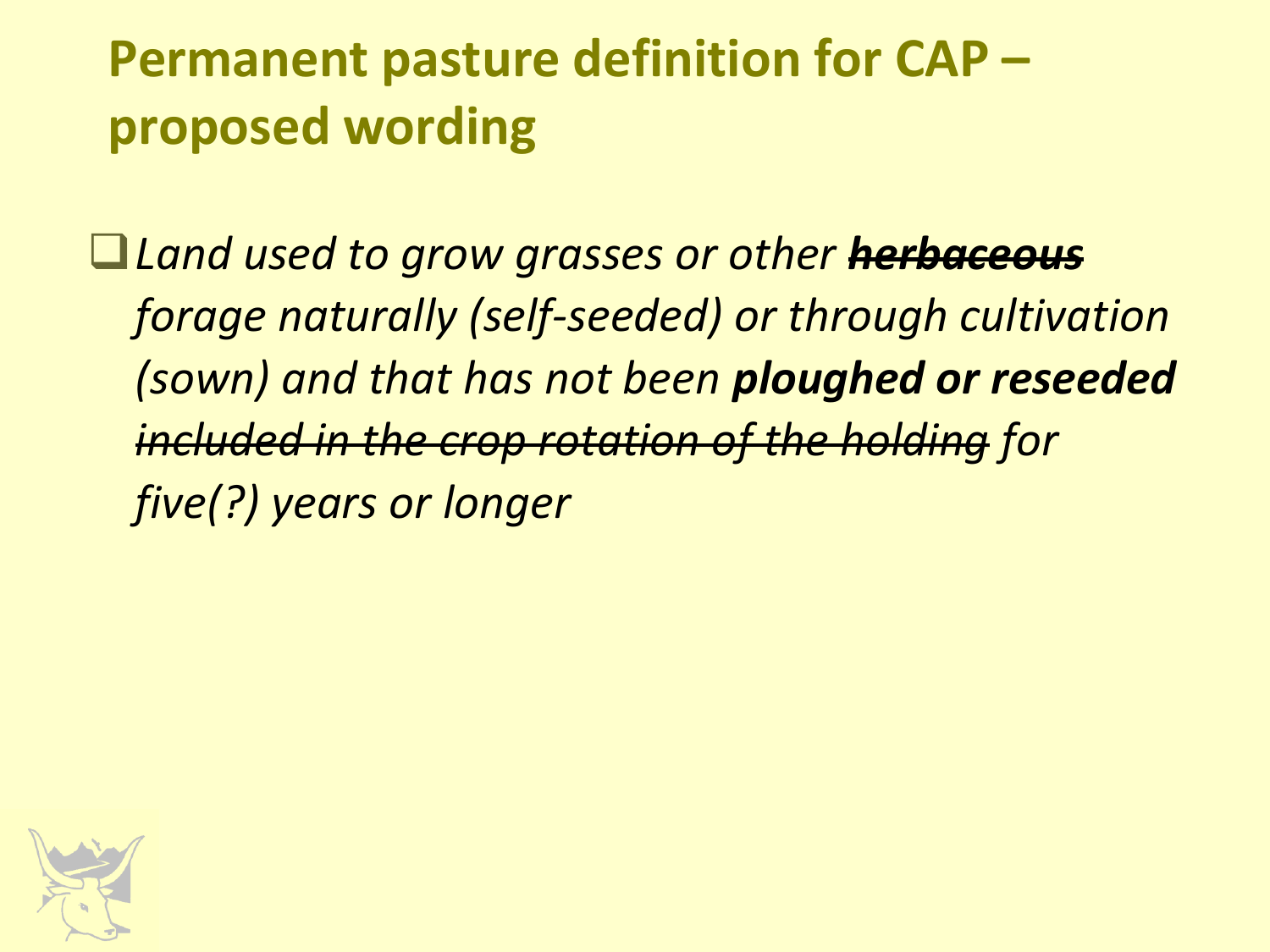# Permanent pasture definition for CAP – proposed wording

- *Land used to grow grasses or other* ***~~herbaceous~~*** *forage naturally (self-seeded) or through cultivation (sown) and that has not been* ***ploughed or reseeded*** *~~included in the crop rotation of the holding~~ for five(?) years or longer*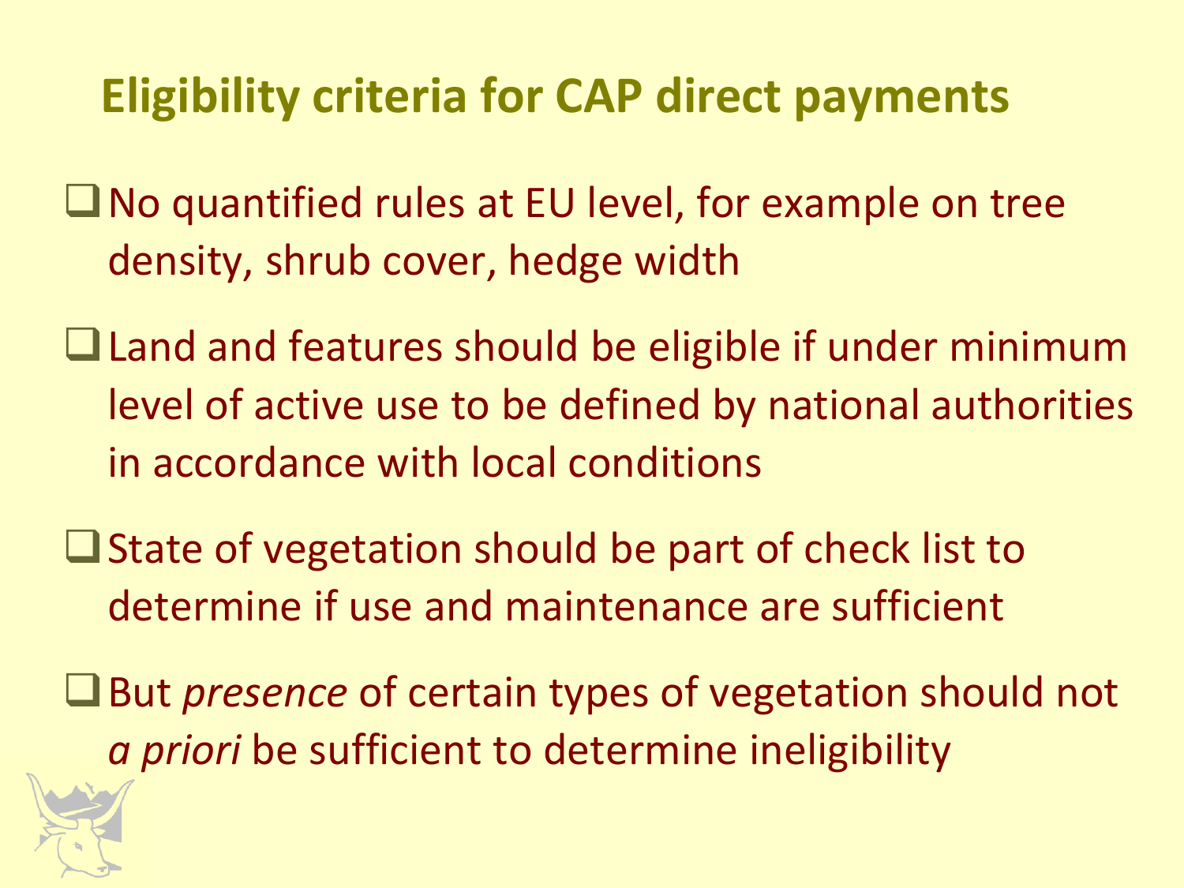# Eligibility criteria for CAP direct payments

- No quantified rules at EU level, for example on tree density, shrub cover, hedge width
- Land and features should be eligible if under minimum level of active use to be defined by national authorities in accordance with local conditions
- State of vegetation should be part of check list to determine if use and maintenance are sufficient
- But *presence* of certain types of vegetation should not *a priori* be sufficient to determine ineligibility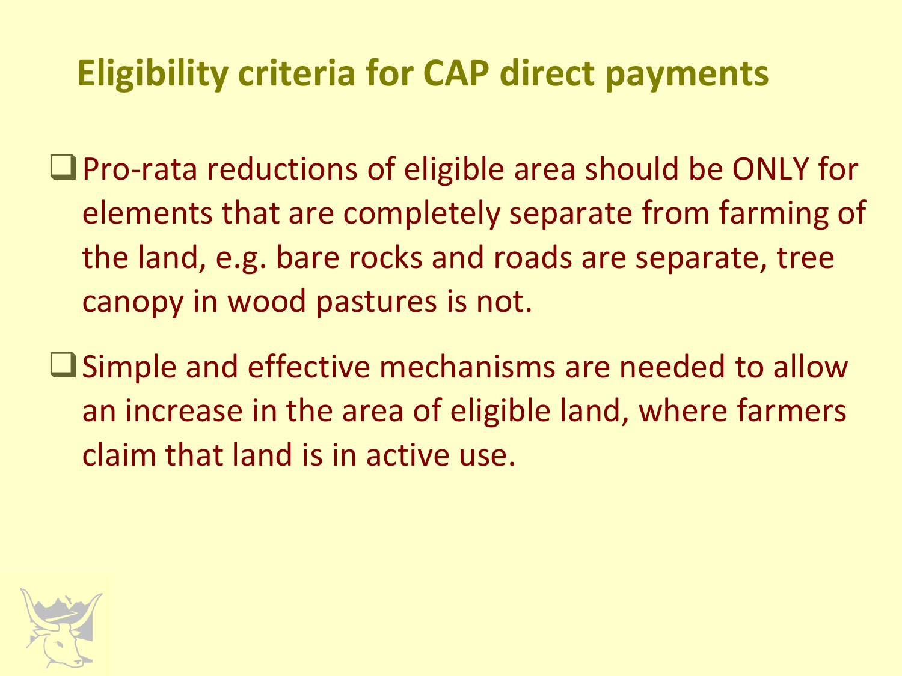## Eligibility criteria for CAP direct payments

- Pro-rata reductions of eligible area should be ONLY for elements that are completely separate from farming of the land, e.g. bare rocks and roads are separate, tree canopy in wood pastures is not.
- Simple and effective mechanisms are needed to allow an increase in the area of eligible land, where farmers claim that land is in active use.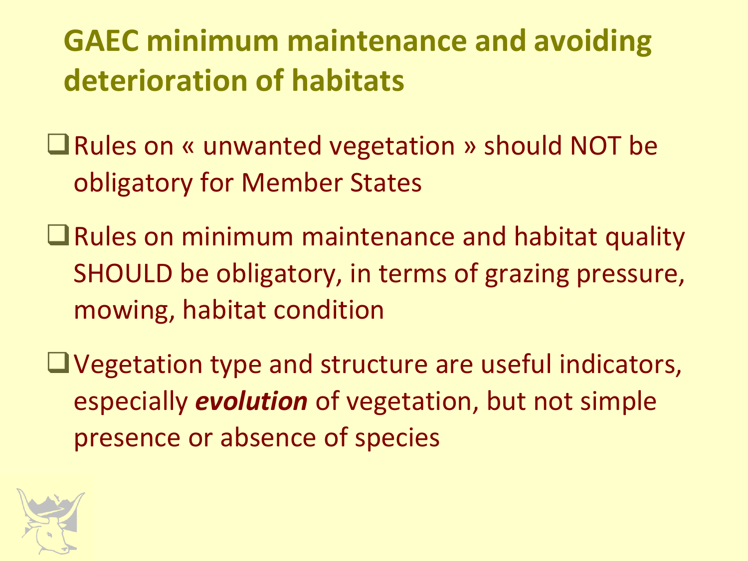# GAEC minimum maintenance and avoiding deterioration of habitats

- Rules on « unwanted vegetation » should NOT be obligatory for Member States
- Rules on minimum maintenance and habitat quality SHOULD be obligatory, in terms of grazing pressure, mowing, habitat condition
- Vegetation type and structure are useful indicators, especially ***evolution*** of vegetation, but not simple presence or absence of species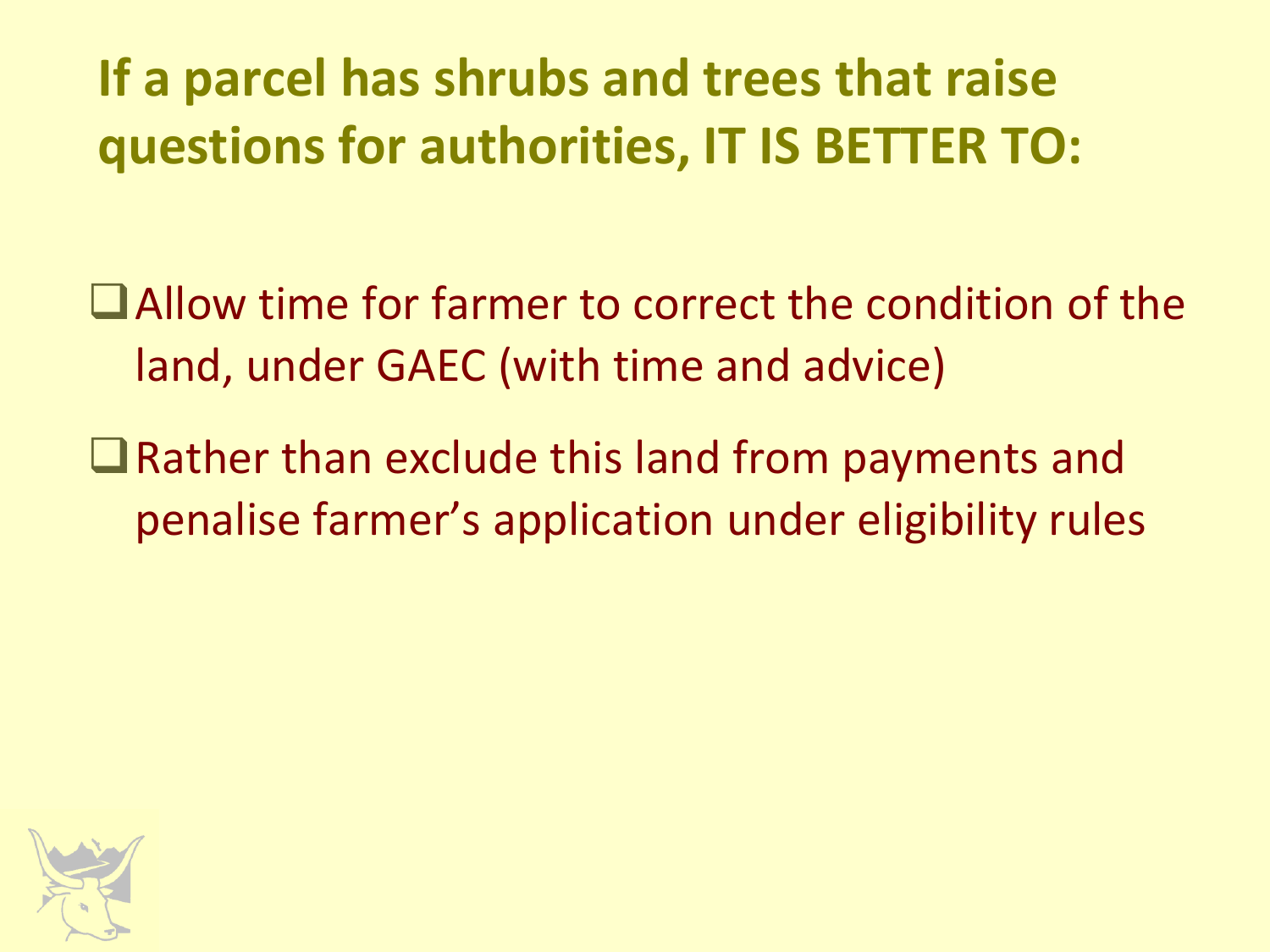## If a parcel has shrubs and trees that raise questions for authorities, IT IS BETTER TO:

- Allow time for farmer to correct the condition of the land, under GAEC (with time and advice)
- Rather than exclude this land from payments and penalise farmer's application under eligibility rules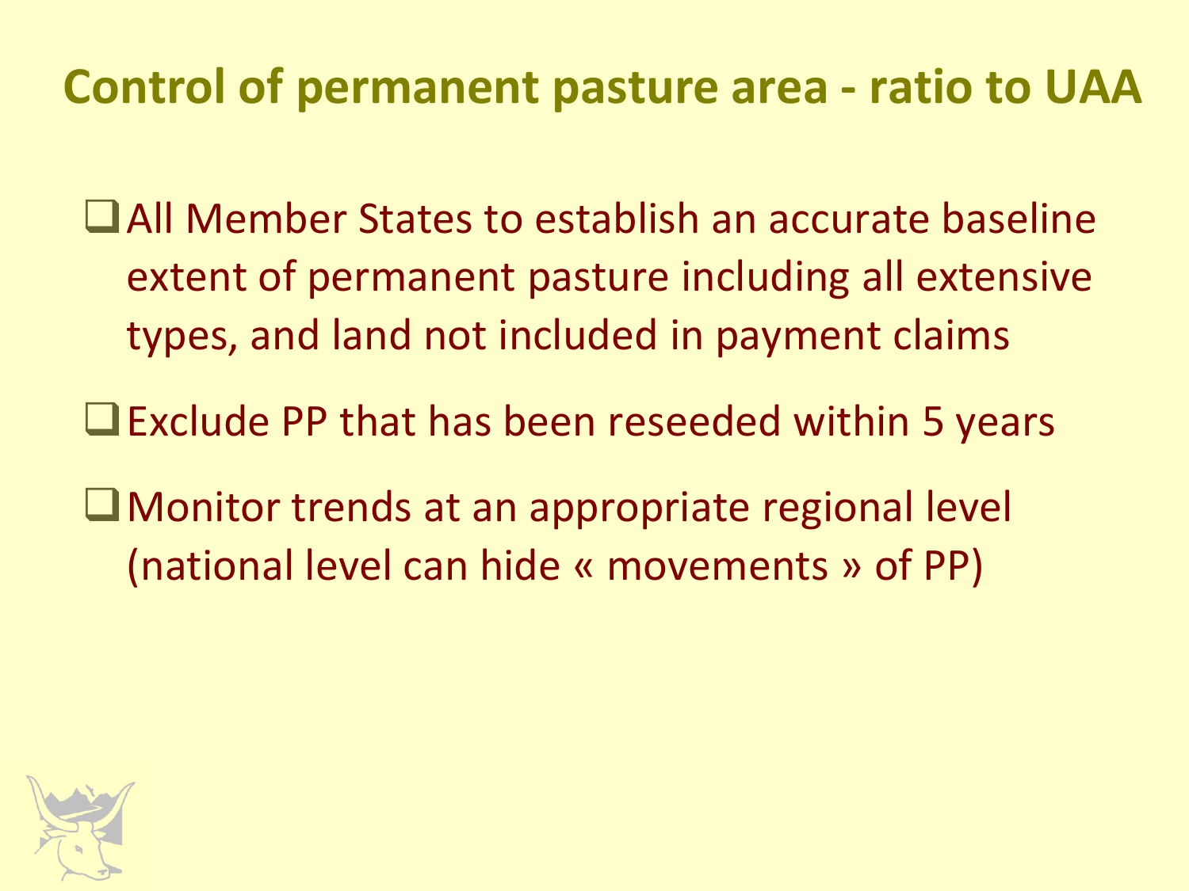# Control of permanent pasture area - ratio to UAA

- All Member States to establish an accurate baseline extent of permanent pasture including all extensive types, and land not included in payment claims
- Exclude PP that has been reseeded within 5 years
- Monitor trends at an appropriate regional level (national level can hide « movements » of PP)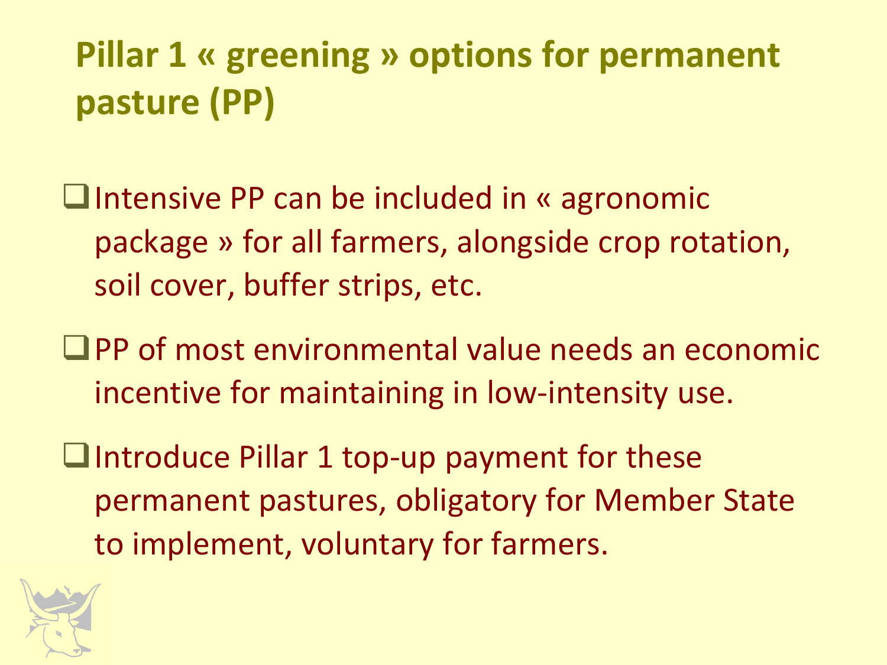# Pillar 1 « greening » options for permanent pasture (PP)

- Intensive PP can be included in « agronomic package » for all farmers, alongside crop rotation, soil cover, buffer strips, etc.
- PP of most environmental value needs an economic incentive for maintaining in low-intensity use.
- Introduce Pillar 1 top-up payment for these permanent pastures, obligatory for Member State to implement, voluntary for farmers.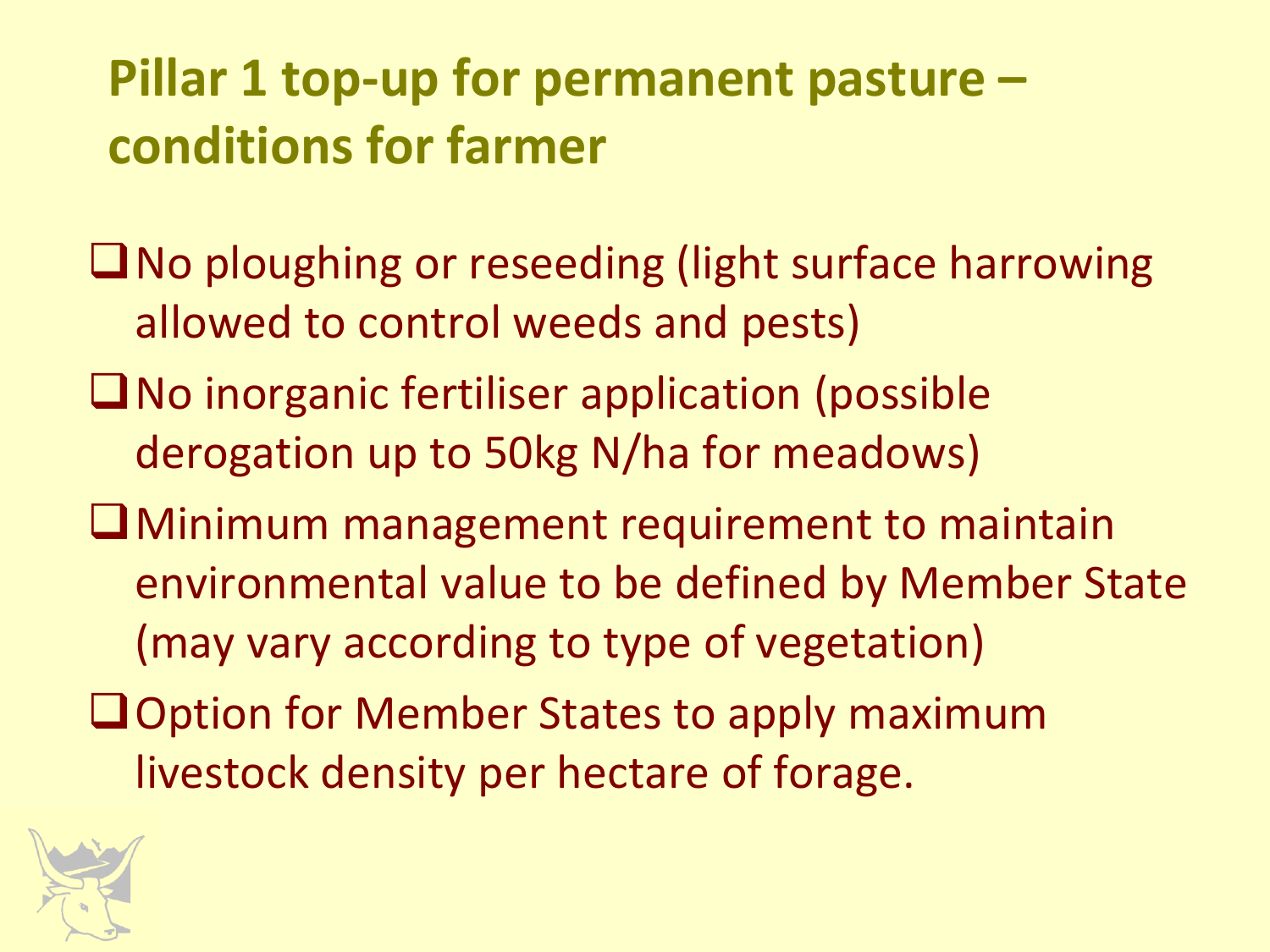## Pillar 1 top-up for permanent pasture – conditions for farmer

- No ploughing or reseeding (light surface harrowing allowed to control weeds and pests)
- No inorganic fertiliser application (possible derogation up to 50kg N/ha for meadows)
- Minimum management requirement to maintain environmental value to be defined by Member State (may vary according to type of vegetation)
- Option for Member States to apply maximum livestock density per hectare of forage.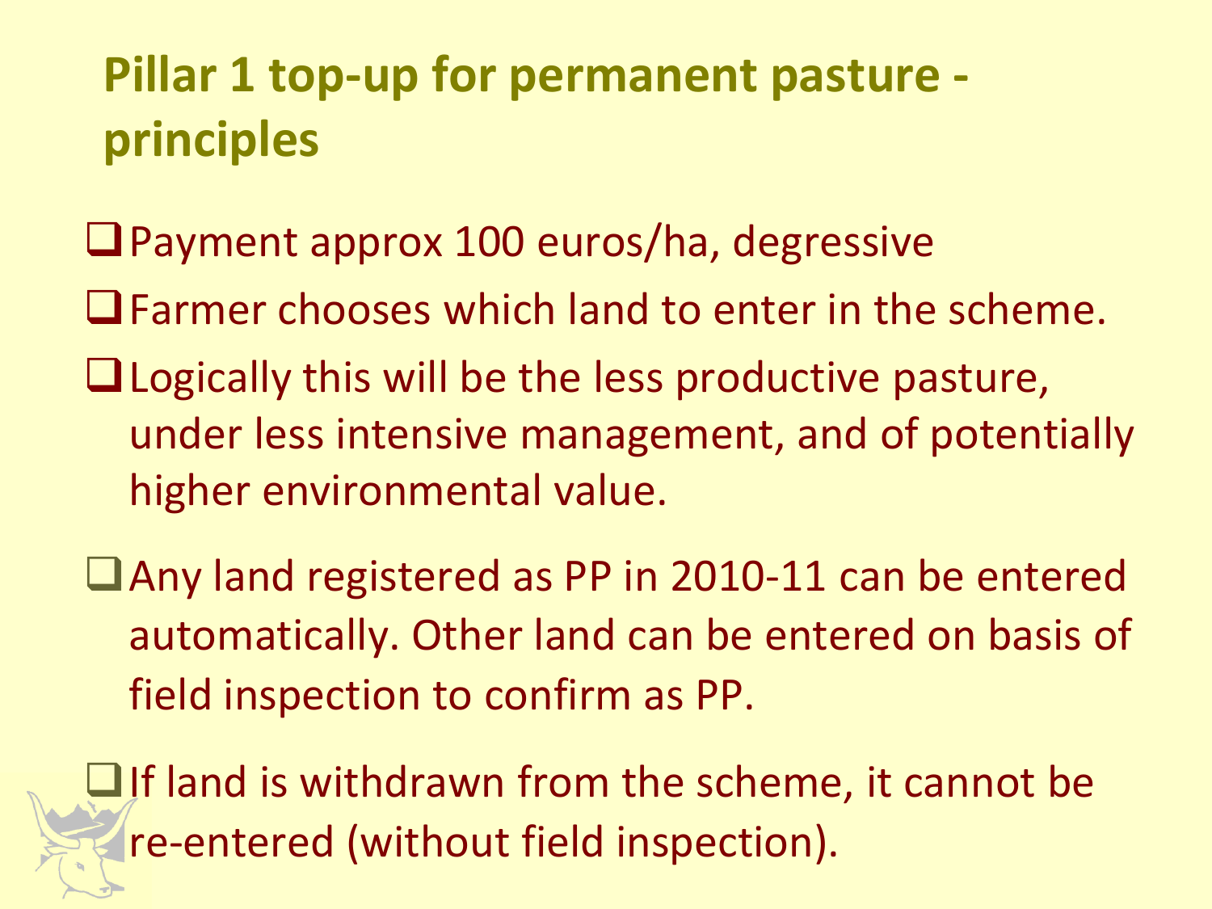# Pillar 1 top-up for permanent pasture - principles

- Payment approx 100 euros/ha, degressive
- Farmer chooses which land to enter in the scheme.
- Logically this will be the less productive pasture, under less intensive management, and of potentially higher environmental value.
- Any land registered as PP in 2010-11 can be entered automatically. Other land can be entered on basis of field inspection to confirm as PP.
- If land is withdrawn from the scheme, it cannot be re-entered (without field inspection).